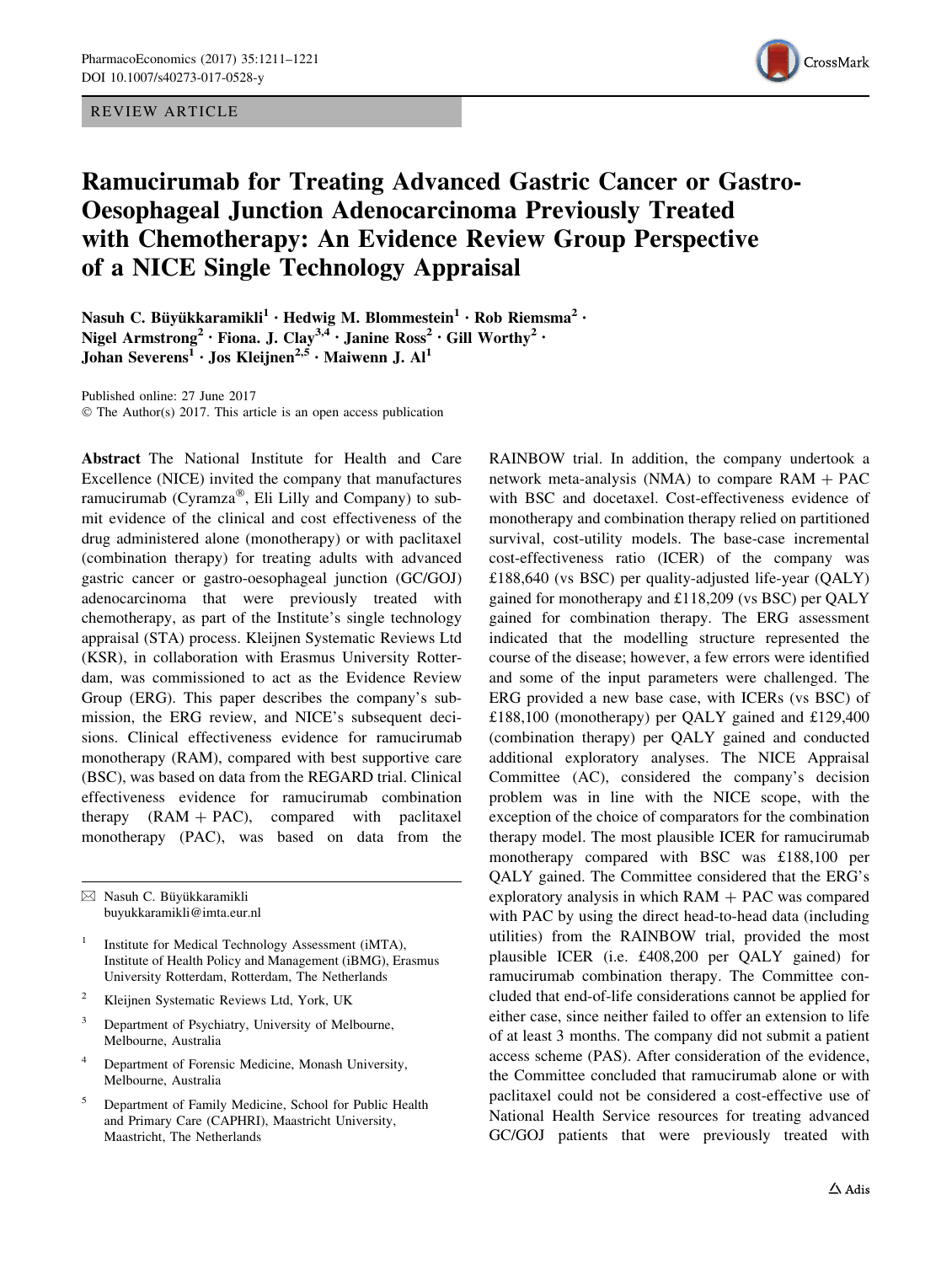REVIEW ARTICLE

# Ramucirumab for Treating Advanced Gastric Cancer or Gastro-Oesophageal Junction Adenocarcinoma Previously Treated with Chemotherapy: An Evidence Review Group Perspective of a NICE Single Technology Appraisal

Nasuh C. Büyükkaramikli[1] · Hedwig M. Blommestein[1] · Rob Riemsma[2] · Nigel Armstrong[2] · Fiona. J. Clay[3,4] · Janine Ross[2] · Gill Worthy[2] · Johan Severens[1] · Jos Kleijnen[2,5] · Maiwenn J. Al[1]

Published online: 27 June 2017
© The Author(s) 2017. This article is an open access publication

**Abstract** The National Institute for Health and Care Excellence (NICE) invited the company that manufactures ramucirumab (Cyramza®, Eli Lilly and Company) to submit evidence of the clinical and cost effectiveness of the drug administered alone (monotherapy) or with paclitaxel (combination therapy) for treating adults with advanced gastric cancer or gastro-oesophageal junction (GC/GOJ) adenocarcinoma that were previously treated with chemotherapy, as part of the Institute's single technology appraisal (STA) process. Kleijnen Systematic Reviews Ltd (KSR), in collaboration with Erasmus University Rotterdam, was commissioned to act as the Evidence Review Group (ERG). This paper describes the company's submission, the ERG review, and NICE's subsequent decisions. Clinical effectiveness evidence for ramucirumab monotherapy (RAM), compared with best supportive care (BSC), was based on data from the REGARD trial. Clinical effectiveness evidence for ramucirumab combination therapy (RAM + PAC), compared with paclitaxel monotherapy (PAC), was based on data from the RAINBOW trial. In addition, the company undertook a network meta-analysis (NMA) to compare RAM + PAC with BSC and docetaxel. Cost-effectiveness evidence of monotherapy and combination therapy relied on partitioned survival, cost-utility models. The base-case incremental cost-effectiveness ratio (ICER) of the company was £188,640 (vs BSC) per quality-adjusted life-year (QALY) gained for monotherapy and £118,209 (vs BSC) per QALY gained for combination therapy. The ERG assessment indicated that the modelling structure represented the course of the disease; however, a few errors were identified and some of the input parameters were challenged. The ERG provided a new base case, with ICERs (vs BSC) of £188,100 (monotherapy) per QALY gained and £129,400 (combination therapy) per QALY gained and conducted additional exploratory analyses. The NICE Appraisal Committee (AC), considered the company's decision problem was in line with the NICE scope, with the exception of the choice of comparators for the combination therapy model. The most plausible ICER for ramucirumab monotherapy compared with BSC was £188,100 per QALY gained. The Committee considered that the ERG's exploratory analysis in which RAM + PAC was compared with PAC by using the direct head-to-head data (including utilities) from the RAINBOW trial, provided the most plausible ICER (i.e. £408,200 per QALY gained) for ramucirumab combination therapy. The Committee concluded that end-of-life considerations cannot be applied for either case, since neither failed to offer an extension to life of at least 3 months. The company did not submit a patient access scheme (PAS). After consideration of the evidence, the Committee concluded that ramucirumab alone or with paclitaxel could not be considered a cost-effective use of National Health Service resources for treating advanced GC/GOJ patients that were previously treated with

✉ Nasuh C. Büyükkaramikli
buyukkaramikli@imta.eur.nl

[1] Institute for Medical Technology Assessment (iMTA), Institute of Health Policy and Management (iBMG), Erasmus University Rotterdam, Rotterdam, The Netherlands

[2] Kleijnen Systematic Reviews Ltd, York, UK

[3] Department of Psychiatry, University of Melbourne, Melbourne, Australia

[4] Department of Forensic Medicine, Monash University, Melbourne, Australia

[5] Department of Family Medicine, School for Public Health and Primary Care (CAPHRI), Maastricht University, Maastricht, The Netherlands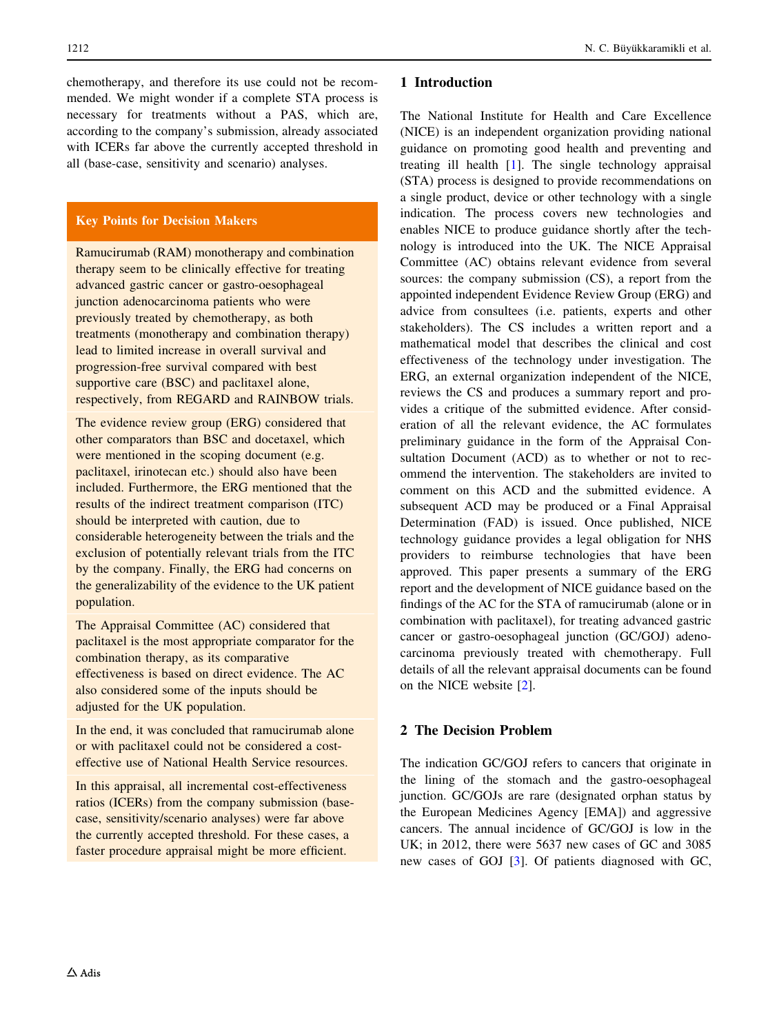chemotherapy, and therefore its use could not be recommended. We might wonder if a complete STA process is necessary for treatments without a PAS, which are, according to the company's submission, already associated with ICERs far above the currently accepted threshold in all (base-case, sensitivity and scenario) analyses.

**Key Points for Decision Makers**

Ramucirumab (RAM) monotherapy and combination therapy seem to be clinically effective for treating advanced gastric cancer or gastro-oesophageal junction adenocarcinoma patients who were previously treated by chemotherapy, as both treatments (monotherapy and combination therapy) lead to limited increase in overall survival and progression-free survival compared with best supportive care (BSC) and paclitaxel alone, respectively, from REGARD and RAINBOW trials.

The evidence review group (ERG) considered that other comparators than BSC and docetaxel, which were mentioned in the scoping document (e.g. paclitaxel, irinotecan etc.) should also have been included. Furthermore, the ERG mentioned that the results of the indirect treatment comparison (ITC) should be interpreted with caution, due to considerable heterogeneity between the trials and the exclusion of potentially relevant trials from the ITC by the company. Finally, the ERG had concerns on the generalizability of the evidence to the UK patient population.

The Appraisal Committee (AC) considered that paclitaxel is the most appropriate comparator for the combination therapy, as its comparative effectiveness is based on direct evidence. The AC also considered some of the inputs should be adjusted for the UK population.

In the end, it was concluded that ramucirumab alone or with paclitaxel could not be considered a cost-effective use of National Health Service resources.

In this appraisal, all incremental cost-effectiveness ratios (ICERs) from the company submission (base-case, sensitivity/scenario analyses) were far above the currently accepted threshold. For these cases, a faster procedure appraisal might be more efficient.

## 1 Introduction

The National Institute for Health and Care Excellence (NICE) is an independent organization providing national guidance on promoting good health and preventing and treating ill health [1]. The single technology appraisal (STA) process is designed to provide recommendations on a single product, device or other technology with a single indication. The process covers new technologies and enables NICE to produce guidance shortly after the technology is introduced into the UK. The NICE Appraisal Committee (AC) obtains relevant evidence from several sources: the company submission (CS), a report from the appointed independent Evidence Review Group (ERG) and advice from consultees (i.e. patients, experts and other stakeholders). The CS includes a written report and a mathematical model that describes the clinical and cost effectiveness of the technology under investigation. The ERG, an external organization independent of the NICE, reviews the CS and produces a summary report and provides a critique of the submitted evidence. After consideration of all the relevant evidence, the AC formulates preliminary guidance in the form of the Appraisal Consultation Document (ACD) as to whether or not to recommend the intervention. The stakeholders are invited to comment on this ACD and the submitted evidence. A subsequent ACD may be produced or a Final Appraisal Determination (FAD) is issued. Once published, NICE technology guidance provides a legal obligation for NHS providers to reimburse technologies that have been approved. This paper presents a summary of the ERG report and the development of NICE guidance based on the findings of the AC for the STA of ramucirumab (alone or in combination with paclitaxel), for treating advanced gastric cancer or gastro-oesophageal junction (GC/GOJ) adenocarcinoma previously treated with chemotherapy. Full details of all the relevant appraisal documents can be found on the NICE website [2].

## 2 The Decision Problem

The indication GC/GOJ refers to cancers that originate in the lining of the stomach and the gastro-oesophageal junction. GC/GOJs are rare (designated orphan status by the European Medicines Agency [EMA]) and aggressive cancers. The annual incidence of GC/GOJ is low in the UK; in 2012, there were 5637 new cases of GC and 3085 new cases of GOJ [3]. Of patients diagnosed with GC,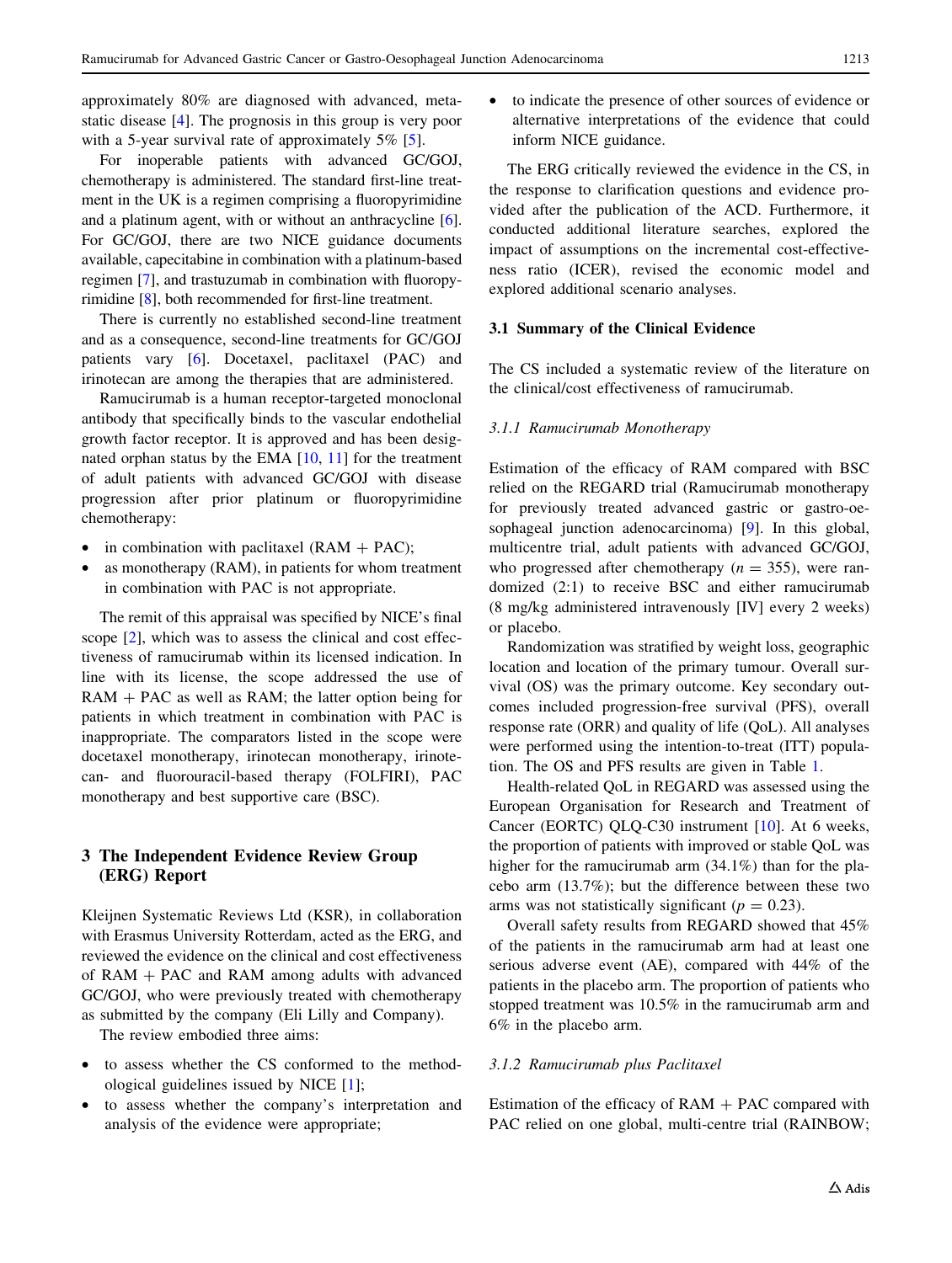approximately 80% are diagnosed with advanced, metastatic disease [4]. The prognosis in this group is very poor with a 5-year survival rate of approximately 5% [5].

For inoperable patients with advanced GC/GOJ, chemotherapy is administered. The standard first-line treatment in the UK is a regimen comprising a fluoropyrimidine and a platinum agent, with or without an anthracycline [6]. For GC/GOJ, there are two NICE guidance documents available, capecitabine in combination with a platinum-based regimen [7], and trastuzumab in combination with fluoropyrimidine [8], both recommended for first-line treatment.

There is currently no established second-line treatment and as a consequence, second-line treatments for GC/GOJ patients vary [6]. Docetaxel, paclitaxel (PAC) and irinotecan are among the therapies that are administered.

Ramucirumab is a human receptor-targeted monoclonal antibody that specifically binds to the vascular endothelial growth factor receptor. It is approved and has been designated orphan status by the EMA [10, 11] for the treatment of adult patients with advanced GC/GOJ with disease progression after prior platinum or fluoropyrimidine chemotherapy:

- in combination with paclitaxel (RAM + PAC);
- as monotherapy (RAM), in patients for whom treatment in combination with PAC is not appropriate.

The remit of this appraisal was specified by NICE's final scope [2], which was to assess the clinical and cost effectiveness of ramucirumab within its licensed indication. In line with its license, the scope addressed the use of RAM + PAC as well as RAM; the latter option being for patients in which treatment in combination with PAC is inappropriate. The comparators listed in the scope were docetaxel monotherapy, irinotecan monotherapy, irinotecan- and fluorouracil-based therapy (FOLFIRI), PAC monotherapy and best supportive care (BSC).

## 3 The Independent Evidence Review Group (ERG) Report

Kleijnen Systematic Reviews Ltd (KSR), in collaboration with Erasmus University Rotterdam, acted as the ERG, and reviewed the evidence on the clinical and cost effectiveness of RAM + PAC and RAM among adults with advanced GC/GOJ, who were previously treated with chemotherapy as submitted by the company (Eli Lilly and Company).

The review embodied three aims:

- to assess whether the CS conformed to the methodological guidelines issued by NICE [1];
- to assess whether the company's interpretation and analysis of the evidence were appropriate;
- to indicate the presence of other sources of evidence or alternative interpretations of the evidence that could inform NICE guidance.

The ERG critically reviewed the evidence in the CS, in the response to clarification questions and evidence provided after the publication of the ACD. Furthermore, it conducted additional literature searches, explored the impact of assumptions on the incremental cost-effectiveness ratio (ICER), revised the economic model and explored additional scenario analyses.

### 3.1 Summary of the Clinical Evidence

The CS included a systematic review of the literature on the clinical/cost effectiveness of ramucirumab.

#### *3.1.1 Ramucirumab Monotherapy*

Estimation of the efficacy of RAM compared with BSC relied on the REGARD trial (Ramucirumab monotherapy for previously treated advanced gastric or gastro-oesophageal junction adenocarcinoma) [9]. In this global, multicentre trial, adult patients with advanced GC/GOJ, who progressed after chemotherapy ($n = 355$), were randomized (2:1) to receive BSC and either ramucirumab (8 mg/kg administered intravenously [IV] every 2 weeks) or placebo.

Randomization was stratified by weight loss, geographic location and location of the primary tumour. Overall survival (OS) was the primary outcome. Key secondary outcomes included progression-free survival (PFS), overall response rate (ORR) and quality of life (QoL). All analyses were performed using the intention-to-treat (ITT) population. The OS and PFS results are given in Table 1.

Health-related QoL in REGARD was assessed using the European Organisation for Research and Treatment of Cancer (EORTC) QLQ-C30 instrument [10]. At 6 weeks, the proportion of patients with improved or stable QoL was higher for the ramucirumab arm (34.1%) than for the placebo arm (13.7%); but the difference between these two arms was not statistically significant ($p = 0.23$).

Overall safety results from REGARD showed that 45% of the patients in the ramucirumab arm had at least one serious adverse event (AE), compared with 44% of the patients in the placebo arm. The proportion of patients who stopped treatment was 10.5% in the ramucirumab arm and 6% in the placebo arm.

#### *3.1.2 Ramucirumab plus Paclitaxel*

Estimation of the efficacy of RAM + PAC compared with PAC relied on one global, multi-centre trial (RAINBOW;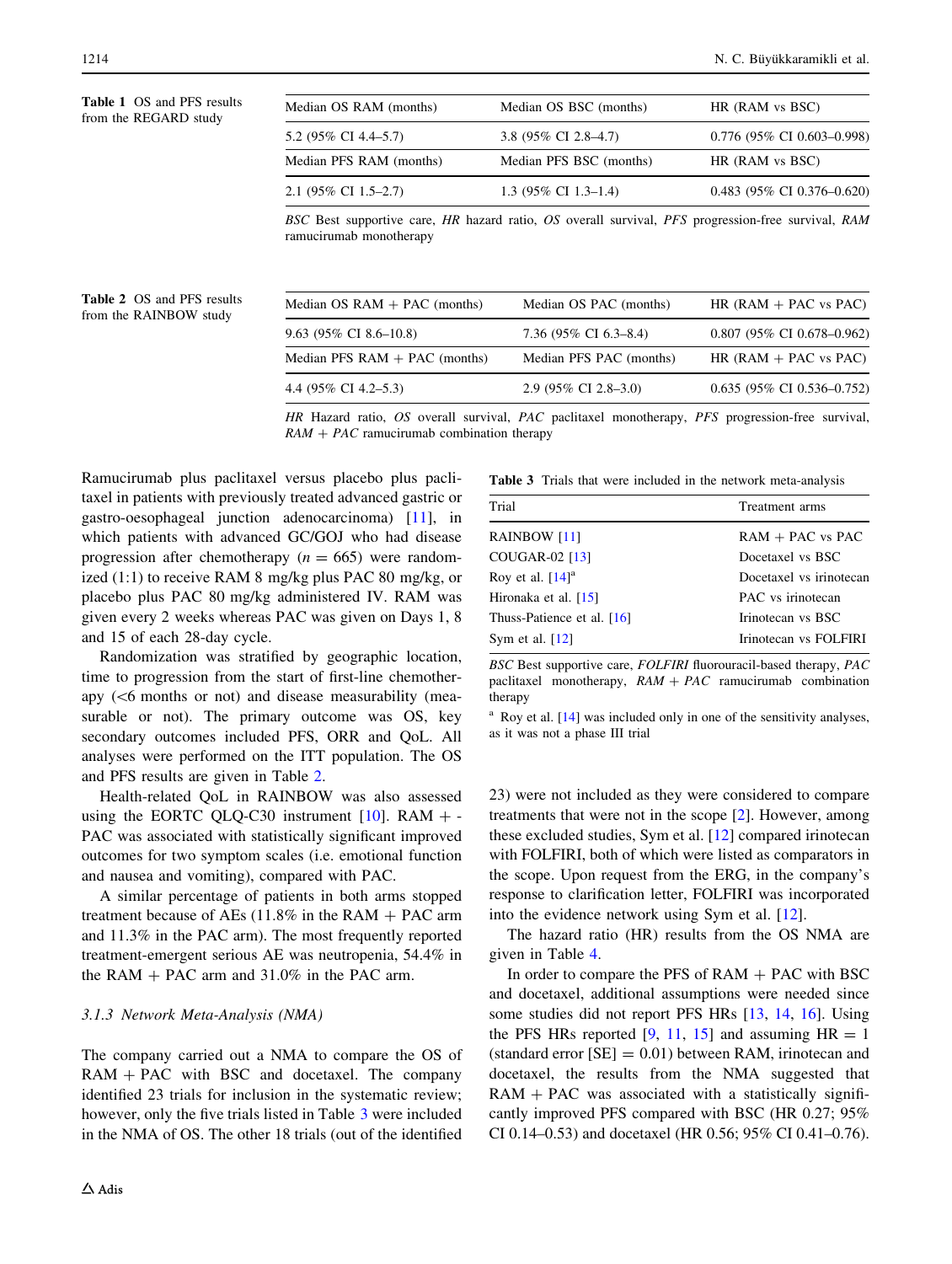**Table 1** OS and PFS results from the REGARD study

| Median OS RAM (months) | Median OS BSC (months) | HR (RAM vs BSC) |
|---|---|---|
| 5.2 (95% CI 4.4–5.7) | 3.8 (95% CI 2.8–4.7) | 0.776 (95% CI 0.603–0.998) |
| Median PFS RAM (months) | Median PFS BSC (months) | HR (RAM vs BSC) |
| 2.1 (95% CI 1.5–2.7) | 1.3 (95% CI 1.3–1.4) | 0.483 (95% CI 0.376–0.620) |

*BSC* Best supportive care, *HR* hazard ratio, *OS* overall survival, *PFS* progression-free survival, *RAM* ramucirumab monotherapy

**Table 2** OS and PFS results from the RAINBOW study

| Median OS RAM + PAC (months) | Median OS PAC (months) | HR (RAM + PAC vs PAC) |
|---|---|---|
| 9.63 (95% CI 8.6–10.8) | 7.36 (95% CI 6.3–8.4) | 0.807 (95% CI 0.678–0.962) |
| Median PFS RAM + PAC (months) | Median PFS PAC (months) | HR (RAM + PAC vs PAC) |
| 4.4 (95% CI 4.2–5.3) | 2.9 (95% CI 2.8–3.0) | 0.635 (95% CI 0.536–0.752) |

*HR* Hazard ratio, *OS* overall survival, *PAC* paclitaxel monotherapy, *PFS* progression-free survival, *RAM + PAC* ramucirumab combination therapy

Ramucirumab plus paclitaxel versus placebo plus paclitaxel in patients with previously treated advanced gastric or gastro-oesophageal junction adenocarcinoma) [11], in which patients with advanced GC/GOJ who had disease progression after chemotherapy ($n = 665$) were randomized (1:1) to receive RAM 8 mg/kg plus PAC 80 mg/kg, or placebo plus PAC 80 mg/kg administered IV. RAM was given every 2 weeks whereas PAC was given on Days 1, 8 and 15 of each 28-day cycle.

Randomization was stratified by geographic location, time to progression from the start of first-line chemotherapy (<6 months or not) and disease measurability (measurable or not). The primary outcome was OS, key secondary outcomes included PFS, ORR and QoL. All analyses were performed on the ITT population. The OS and PFS results are given in Table 2.

Health-related QoL in RAINBOW was also assessed using the EORTC QLQ-C30 instrument [10]. RAM + PAC was associated with statistically significant improved outcomes for two symptom scales (i.e. emotional function and nausea and vomiting), compared with PAC.

A similar percentage of patients in both arms stopped treatment because of AEs (11.8% in the RAM + PAC arm and 11.3% in the PAC arm). The most frequently reported treatment-emergent serious AE was neutropenia, 54.4% in the RAM + PAC arm and 31.0% in the PAC arm.

### 3.1.3 Network Meta-Analysis (NMA)

The company carried out a NMA to compare the OS of RAM + PAC with BSC and docetaxel. The company identified 23 trials for inclusion in the systematic review; however, only the five trials listed in Table 3 were included in the NMA of OS. The other 18 trials (out of the identified 23) were not included as they were considered to compare treatments that were not in the scope [2]. However, among these excluded studies, Sym et al. [12] compared irinotecan with FOLFIRI, both of which were listed as comparators in the scope. Upon request from the ERG, in the company's response to clarification letter, FOLFIRI was incorporated into the evidence network using Sym et al. [12].

**Table 3** Trials that were included in the network meta-analysis

| Trial | Treatment arms |
|---|---|
| RAINBOW [11] | RAM + PAC vs PAC |
| COUGAR-02 [13] | Docetaxel vs BSC |
| Roy et al. [14][a] | Docetaxel vs irinotecan |
| Hironaka et al. [15] | PAC vs irinotecan |
| Thuss-Patience et al. [16] | Irinotecan vs BSC |
| Sym et al. [12] | Irinotecan vs FOLFIRI |

*BSC* Best supportive care, *FOLFIRI* fluorouracil-based therapy, *PAC* paclitaxel monotherapy, *RAM + PAC* ramucirumab combination therapy

[a] Roy et al. [14] was included only in one of the sensitivity analyses, as it was not a phase III trial

The hazard ratio (HR) results from the OS NMA are given in Table 4.

In order to compare the PFS of RAM + PAC with BSC and docetaxel, additional assumptions were needed since some studies did not report PFS HRs [13, 14, 16]. Using the PFS HRs reported [9, 11, 15] and assuming HR = 1 (standard error [SE] = 0.01) between RAM, irinotecan and docetaxel, the results from the NMA suggested that RAM + PAC was associated with a statistically significantly improved PFS compared with BSC (HR 0.27; 95% CI 0.14–0.53) and docetaxel (HR 0.56; 95% CI 0.41–0.76).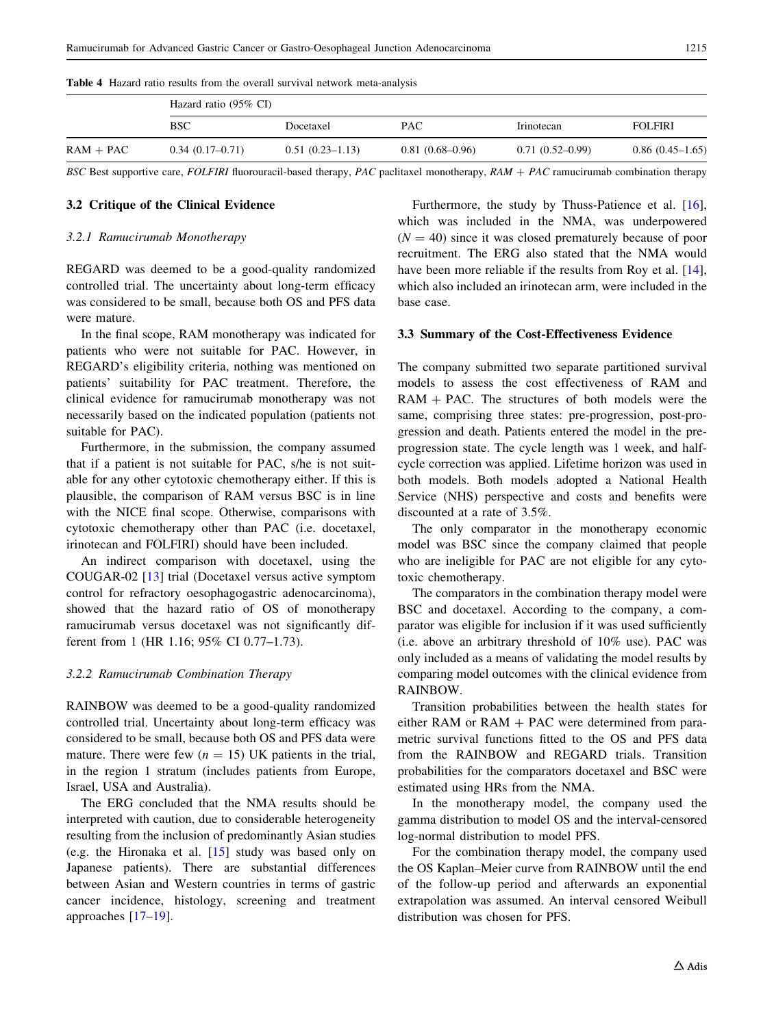**Table 4** Hazard ratio results from the overall survival network meta-analysis

| | Hazard ratio (95% CI) | | | | |
|---|---|---|---|---|---|
| | BSC | Docetaxel | PAC | Irinotecan | FOLFIRI |
| RAM + PAC | 0.34 (0.17–0.71) | 0.51 (0.23–1.13) | 0.81 (0.68–0.96) | 0.71 (0.52–0.99) | 0.86 (0.45–1.65) |

*BSC* Best supportive care, *FOLFIRI* fluorouracil-based therapy, *PAC* paclitaxel monotherapy, *RAM + PAC* ramucirumab combination therapy

## 3.2 Critique of the Clinical Evidence

### 3.2.1 Ramucirumab Monotherapy

REGARD was deemed to be a good-quality randomized controlled trial. The uncertainty about long-term efficacy was considered to be small, because both OS and PFS data were mature.

In the final scope, RAM monotherapy was indicated for patients who were not suitable for PAC. However, in REGARD's eligibility criteria, nothing was mentioned on patients' suitability for PAC treatment. Therefore, the clinical evidence for ramucirumab monotherapy was not necessarily based on the indicated population (patients not suitable for PAC).

Furthermore, in the submission, the company assumed that if a patient is not suitable for PAC, s/he is not suitable for any other cytotoxic chemotherapy either. If this is plausible, the comparison of RAM versus BSC is in line with the NICE final scope. Otherwise, comparisons with cytotoxic chemotherapy other than PAC (i.e. docetaxel, irinotecan and FOLFIRI) should have been included.

An indirect comparison with docetaxel, using the COUGAR-02 [13] trial (Docetaxel versus active symptom control for refractory oesophagogastric adenocarcinoma), showed that the hazard ratio of OS of monotherapy ramucirumab versus docetaxel was not significantly different from 1 (HR 1.16; 95% CI 0.77–1.73).

### 3.2.2 Ramucirumab Combination Therapy

RAINBOW was deemed to be a good-quality randomized controlled trial. Uncertainty about long-term efficacy was considered to be small, because both OS and PFS data were mature. There were few ($n = 15$) UK patients in the trial, in the region 1 stratum (includes patients from Europe, Israel, USA and Australia).

The ERG concluded that the NMA results should be interpreted with caution, due to considerable heterogeneity resulting from the inclusion of predominantly Asian studies (e.g. the Hironaka et al. [15] study was based only on Japanese patients). There are substantial differences between Asian and Western countries in terms of gastric cancer incidence, histology, screening and treatment approaches [17–19].

Furthermore, the study by Thuss-Patience et al. [16], which was included in the NMA, was underpowered ($N = 40$) since it was closed prematurely because of poor recruitment. The ERG also stated that the NMA would have been more reliable if the results from Roy et al. [14], which also included an irinotecan arm, were included in the base case.

## 3.3 Summary of the Cost-Effectiveness Evidence

The company submitted two separate partitioned survival models to assess the cost effectiveness of RAM and RAM + PAC. The structures of both models were the same, comprising three states: pre-progression, post-progression and death. Patients entered the model in the pre-progression state. The cycle length was 1 week, and half-cycle correction was applied. Lifetime horizon was used in both models. Both models adopted a National Health Service (NHS) perspective and costs and benefits were discounted at a rate of 3.5%.

The only comparator in the monotherapy economic model was BSC since the company claimed that people who are ineligible for PAC are not eligible for any cytotoxic chemotherapy.

The comparators in the combination therapy model were BSC and docetaxel. According to the company, a comparator was eligible for inclusion if it was used sufficiently (i.e. above an arbitrary threshold of 10% use). PAC was only included as a means of validating the model results by comparing model outcomes with the clinical evidence from RAINBOW.

Transition probabilities between the health states for either RAM or RAM + PAC were determined from parametric survival functions fitted to the OS and PFS data from the RAINBOW and REGARD trials. Transition probabilities for the comparators docetaxel and BSC were estimated using HRs from the NMA.

In the monotherapy model, the company used the gamma distribution to model OS and the interval-censored log-normal distribution to model PFS.

For the combination therapy model, the company used the OS Kaplan–Meier curve from RAINBOW until the end of the follow-up period and afterwards an exponential extrapolation was assumed. An interval censored Weibull distribution was chosen for PFS.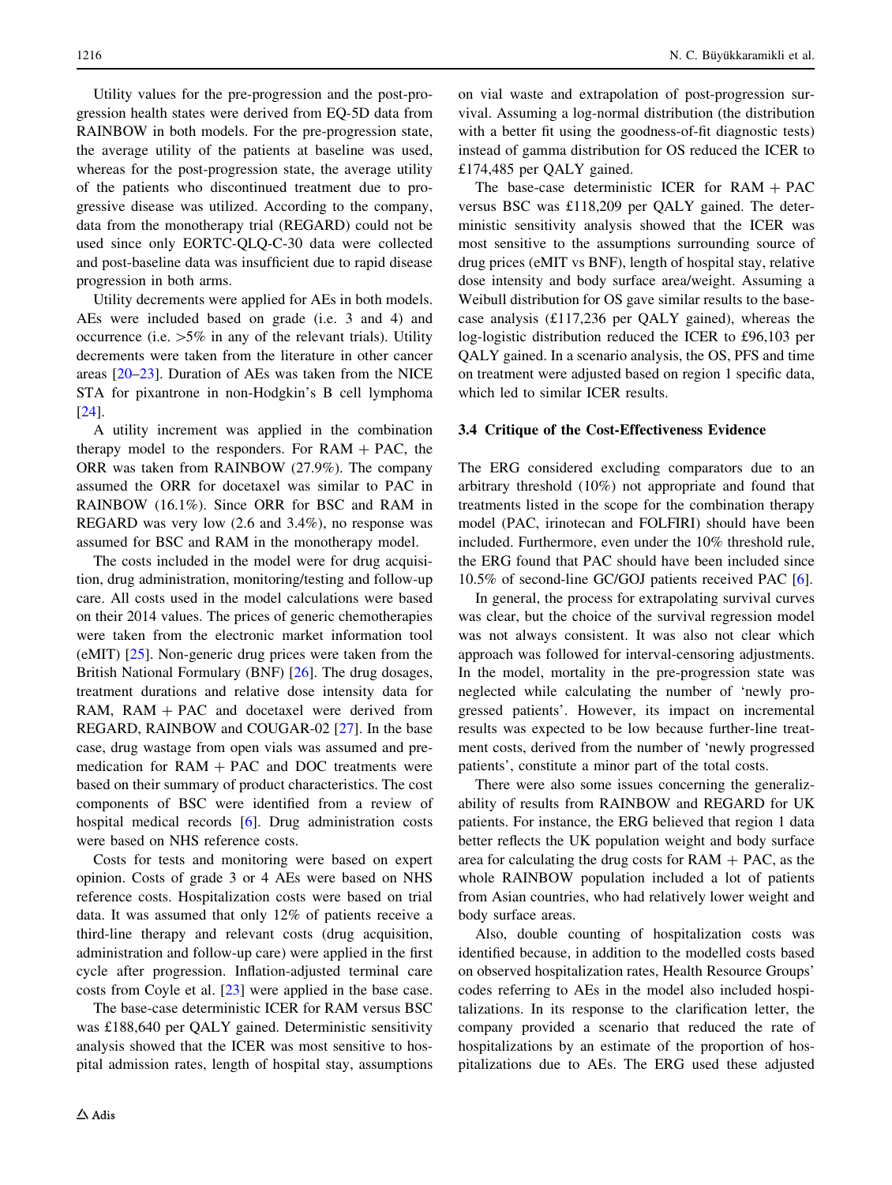Utility values for the pre-progression and the post-progression health states were derived from EQ-5D data from RAINBOW in both models. For the pre-progression state, the average utility of the patients at baseline was used, whereas for the post-progression state, the average utility of the patients who discontinued treatment due to progressive disease was utilized. According to the company, data from the monotherapy trial (REGARD) could not be used since only EORTC-QLQ-C-30 data were collected and post-baseline data was insufficient due to rapid disease progression in both arms.

Utility decrements were applied for AEs in both models. AEs were included based on grade (i.e. 3 and 4) and occurrence (i.e. >5% in any of the relevant trials). Utility decrements were taken from the literature in other cancer areas [20–23]. Duration of AEs was taken from the NICE STA for pixantrone in non-Hodgkin's B cell lymphoma [24].

A utility increment was applied in the combination therapy model to the responders. For RAM + PAC, the ORR was taken from RAINBOW (27.9%). The company assumed the ORR for docetaxel was similar to PAC in RAINBOW (16.1%). Since ORR for BSC and RAM in REGARD was very low (2.6 and 3.4%), no response was assumed for BSC and RAM in the monotherapy model.

The costs included in the model were for drug acquisition, drug administration, monitoring/testing and follow-up care. All costs used in the model calculations were based on their 2014 values. The prices of generic chemotherapies were taken from the electronic market information tool (eMIT) [25]. Non-generic drug prices were taken from the British National Formulary (BNF) [26]. The drug dosages, treatment durations and relative dose intensity data for RAM, RAM + PAC and docetaxel were derived from REGARD, RAINBOW and COUGAR-02 [27]. In the base case, drug wastage from open vials was assumed and pre-medication for RAM + PAC and DOC treatments were based on their summary of product characteristics. The cost components of BSC were identified from a review of hospital medical records [6]. Drug administration costs were based on NHS reference costs.

Costs for tests and monitoring were based on expert opinion. Costs of grade 3 or 4 AEs were based on NHS reference costs. Hospitalization costs were based on trial data. It was assumed that only 12% of patients receive a third-line therapy and relevant costs (drug acquisition, administration and follow-up care) were applied in the first cycle after progression. Inflation-adjusted terminal care costs from Coyle et al. [23] were applied in the base case.

The base-case deterministic ICER for RAM versus BSC was £188,640 per QALY gained. Deterministic sensitivity analysis showed that the ICER was most sensitive to hospital admission rates, length of hospital stay, assumptions on vial waste and extrapolation of post-progression survival. Assuming a log-normal distribution (the distribution with a better fit using the goodness-of-fit diagnostic tests) instead of gamma distribution for OS reduced the ICER to £174,485 per QALY gained.

The base-case deterministic ICER for RAM + PAC versus BSC was £118,209 per QALY gained. The deterministic sensitivity analysis showed that the ICER was most sensitive to the assumptions surrounding source of drug prices (eMIT vs BNF), length of hospital stay, relative dose intensity and body surface area/weight. Assuming a Weibull distribution for OS gave similar results to the base-case analysis (£117,236 per QALY gained), whereas the log-logistic distribution reduced the ICER to £96,103 per QALY gained. In a scenario analysis, the OS, PFS and time on treatment were adjusted based on region 1 specific data, which led to similar ICER results.

### 3.4 Critique of the Cost-Effectiveness Evidence

The ERG considered excluding comparators due to an arbitrary threshold (10%) not appropriate and found that treatments listed in the scope for the combination therapy model (PAC, irinotecan and FOLFIRI) should have been included. Furthermore, even under the 10% threshold rule, the ERG found that PAC should have been included since 10.5% of second-line GC/GOJ patients received PAC [6].

In general, the process for extrapolating survival curves was clear, but the choice of the survival regression model was not always consistent. It was also not clear which approach was followed for interval-censoring adjustments. In the model, mortality in the pre-progression state was neglected while calculating the number of 'newly progressed patients'. However, its impact on incremental results was expected to be low because further-line treatment costs, derived from the number of 'newly progressed patients', constitute a minor part of the total costs.

There were also some issues concerning the generalizability of results from RAINBOW and REGARD for UK patients. For instance, the ERG believed that region 1 data better reflects the UK population weight and body surface area for calculating the drug costs for RAM + PAC, as the whole RAINBOW population included a lot of patients from Asian countries, who had relatively lower weight and body surface areas.

Also, double counting of hospitalization costs was identified because, in addition to the modelled costs based on observed hospitalization rates, Health Resource Groups' codes referring to AEs in the model also included hospitalizations. In its response to the clarification letter, the company provided a scenario that reduced the rate of hospitalizations by an estimate of the proportion of hospitalizations due to AEs. The ERG used these adjusted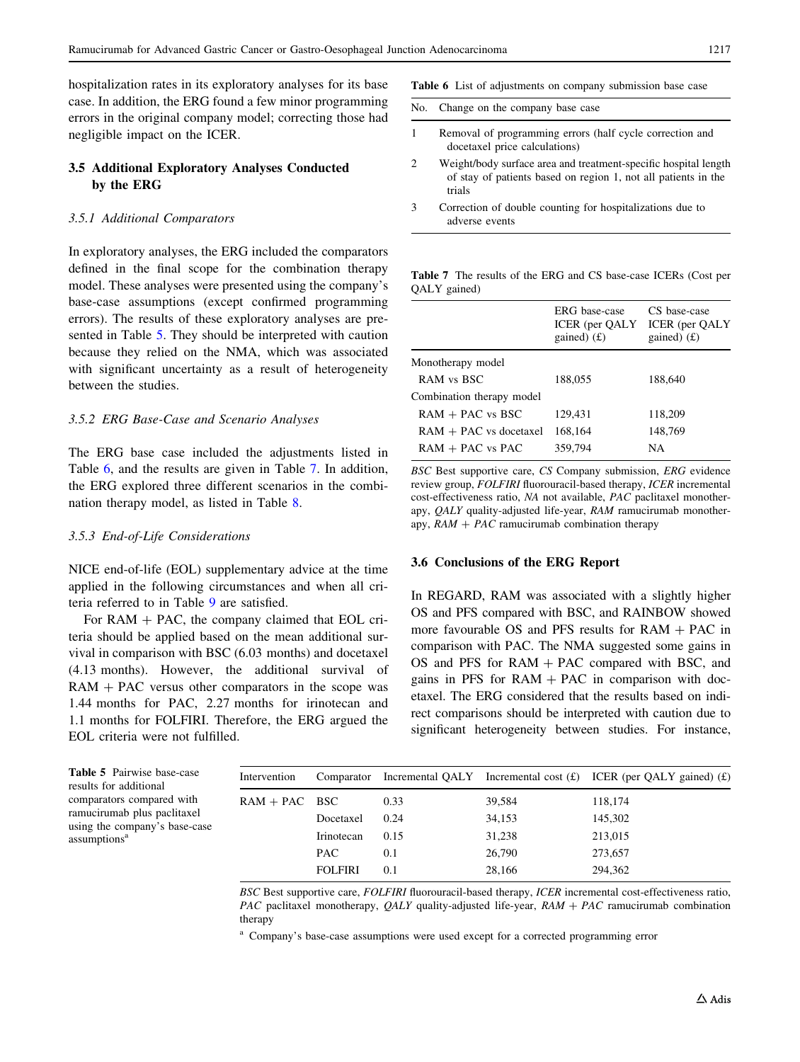hospitalization rates in its exploratory analyses for its base case. In addition, the ERG found a few minor programming errors in the original company model; correcting those had negligible impact on the ICER.

### 3.5 Additional Exploratory Analyses Conducted by the ERG

#### *3.5.1 Additional Comparators*

In exploratory analyses, the ERG included the comparators defined in the final scope for the combination therapy model. These analyses were presented using the company's base-case assumptions (except confirmed programming errors). The results of these exploratory analyses are presented in Table 5. They should be interpreted with caution because they relied on the NMA, which was associated with significant uncertainty as a result of heterogeneity between the studies.

#### *3.5.2 ERG Base-Case and Scenario Analyses*

The ERG base case included the adjustments listed in Table 6, and the results are given in Table 7. In addition, the ERG explored three different scenarios in the combination therapy model, as listed in Table 8.

#### *3.5.3 End-of-Life Considerations*

NICE end-of-life (EOL) supplementary advice at the time applied in the following circumstances and when all criteria referred to in Table 9 are satisfied.

For RAM + PAC, the company claimed that EOL criteria should be applied based on the mean additional survival in comparison with BSC (6.03 months) and docetaxel (4.13 months). However, the additional survival of RAM + PAC versus other comparators in the scope was 1.44 months for PAC, 2.27 months for irinotecan and 1.1 months for FOLFIRI. Therefore, the ERG argued the EOL criteria were not fulfilled.

**Table 6** List of adjustments on company submission base case

| No. | Change on the company base case |
|---|---|
| 1 | Removal of programming errors (half cycle correction and docetaxel price calculations) |
| 2 | Weight/body surface area and treatment-specific hospital length of stay of patients based on region 1, not all patients in the trials |
| 3 | Correction of double counting for hospitalizations due to adverse events |

**Table 7** The results of the ERG and CS base-case ICERs (Cost per QALY gained)

| | ERG base-case ICER (per QALY gained) (£) | CS base-case ICER (per QALY gained) (£) |
|---|---|---|
| Monotherapy model | | |
| RAM vs BSC | 188,055 | 188,640 |
| Combination therapy model | | |
| RAM + PAC vs BSC | 129,431 | 118,209 |
| RAM + PAC vs docetaxel | 168,164 | 148,769 |
| RAM + PAC vs PAC | 359,794 | NA |

*BSC* Best supportive care, *CS* Company submission, *ERG* evidence review group, *FOLFIRI* fluorouracil-based therapy, *ICER* incremental cost-effectiveness ratio, *NA* not available, *PAC* paclitaxel monotherapy, *QALY* quality-adjusted life-year, *RAM* ramucirumab monotherapy, *RAM + PAC* ramucirumab combination therapy

### 3.6 Conclusions of the ERG Report

In REGARD, RAM was associated with a slightly higher OS and PFS compared with BSC, and RAINBOW showed more favourable OS and PFS results for RAM + PAC in comparison with PAC. The NMA suggested some gains in OS and PFS for RAM + PAC compared with BSC, and gains in PFS for RAM + PAC in comparison with docetaxel. The ERG considered that the results based on indirect comparisons should be interpreted with caution due to significant heterogeneity between studies. For instance,

**Table 5** Pairwise base-case results for additional comparators compared with ramucirumab plus paclitaxel using the company's base-case assumptions[a]

| Intervention | Comparator | Incremental QALY | Incremental cost (£) | ICER (per QALY gained) (£) |
|---|---|---|---|---|
| RAM + PAC | BSC | 0.33 | 39,584 | 118,174 |
| | Docetaxel | 0.24 | 34,153 | 145,302 |
| | Irinotecan | 0.15 | 31,238 | 213,015 |
| | PAC | 0.1 | 26,790 | 273,657 |
| | FOLFIRI | 0.1 | 28,166 | 294,362 |

*BSC* Best supportive care, *FOLFIRI* fluorouracil-based therapy, *ICER* incremental cost-effectiveness ratio, *PAC* paclitaxel monotherapy, *QALY* quality-adjusted life-year, *RAM + PAC* ramucirumab combination therapy

[a] Company's base-case assumptions were used except for a corrected programming error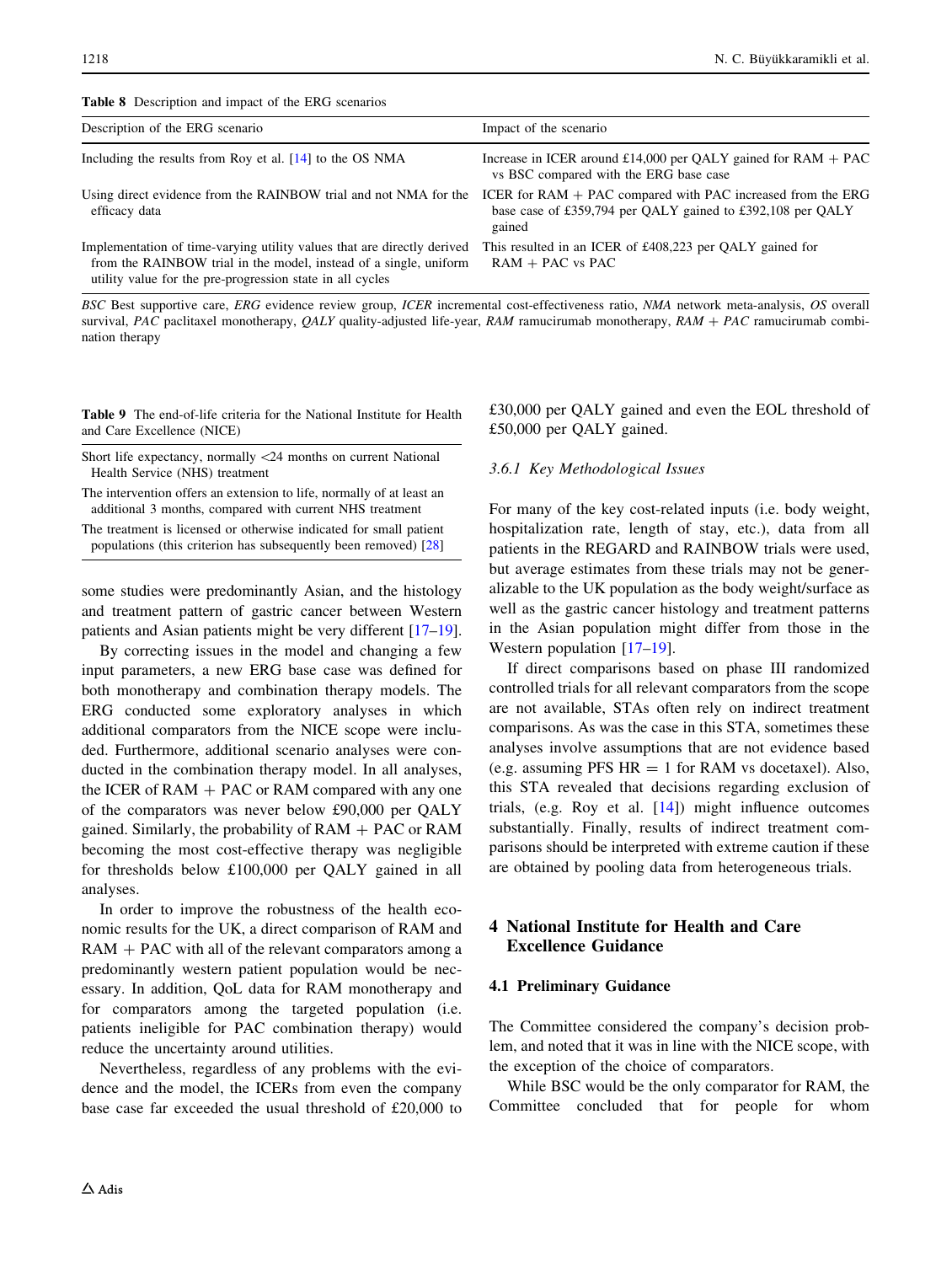**Table 8** Description and impact of the ERG scenarios

| Description of the ERG scenario | Impact of the scenario |
|---|---|
| Including the results from Roy et al. [14] to the OS NMA | Increase in ICER around £14,000 per QALY gained for RAM + PAC vs BSC compared with the ERG base case |
| Using direct evidence from the RAINBOW trial and not NMA for the efficacy data | ICER for RAM + PAC compared with PAC increased from the ERG base case of £359,794 per QALY gained to £392,108 per QALY gained |
| Implementation of time-varying utility values that are directly derived from the RAINBOW trial in the model, instead of a single, uniform utility value for the pre-progression state in all cycles | This resulted in an ICER of £408,223 per QALY gained for RAM + PAC vs PAC |

*BSC* Best supportive care, *ERG* evidence review group, *ICER* incremental cost-effectiveness ratio, *NMA* network meta-analysis, *OS* overall survival, *PAC* paclitaxel monotherapy, *QALY* quality-adjusted life-year, *RAM* ramucirumab monotherapy, *RAM + PAC* ramucirumab combination therapy

**Table 9** The end-of-life criteria for the National Institute for Health and Care Excellence (NICE)

| |
|---|
| Short life expectancy, normally <24 months on current National Health Service (NHS) treatment |
| The intervention offers an extension to life, normally of at least an additional 3 months, compared with current NHS treatment |
| The treatment is licensed or otherwise indicated for small patient populations (this criterion has subsequently been removed) [28] |

some studies were predominantly Asian, and the histology and treatment pattern of gastric cancer between Western patients and Asian patients might be very different [17–19].

By correcting issues in the model and changing a few input parameters, a new ERG base case was defined for both monotherapy and combination therapy models. The ERG conducted some exploratory analyses in which additional comparators from the NICE scope were included. Furthermore, additional scenario analyses were conducted in the combination therapy model. In all analyses, the ICER of RAM + PAC or RAM compared with any one of the comparators was never below £90,000 per QALY gained. Similarly, the probability of RAM + PAC or RAM becoming the most cost-effective therapy was negligible for thresholds below £100,000 per QALY gained in all analyses.

In order to improve the robustness of the health economic results for the UK, a direct comparison of RAM and RAM + PAC with all of the relevant comparators among a predominantly western patient population would be necessary. In addition, QoL data for RAM monotherapy and for comparators among the targeted population (i.e. patients ineligible for PAC combination therapy) would reduce the uncertainty around utilities.

Nevertheless, regardless of any problems with the evidence and the model, the ICERs from even the company base case far exceeded the usual threshold of £20,000 to £30,000 per QALY gained and even the EOL threshold of £50,000 per QALY gained.

#### 3.6.1 Key Methodological Issues

For many of the key cost-related inputs (i.e. body weight, hospitalization rate, length of stay, etc.), data from all patients in the REGARD and RAINBOW trials were used, but average estimates from these trials may not be generalizable to the UK population as the body weight/surface as well as the gastric cancer histology and treatment patterns in the Asian population might differ from those in the Western population [17–19].

If direct comparisons based on phase III randomized controlled trials for all relevant comparators from the scope are not available, STAs often rely on indirect treatment comparisons. As was the case in this STA, sometimes these analyses involve assumptions that are not evidence based (e.g. assuming PFS HR = 1 for RAM vs docetaxel). Also, this STA revealed that decisions regarding exclusion of trials, (e.g. Roy et al. [14]) might influence outcomes substantially. Finally, results of indirect treatment comparisons should be interpreted with extreme caution if these are obtained by pooling data from heterogeneous trials.

## 4 National Institute for Health and Care Excellence Guidance

### 4.1 Preliminary Guidance

The Committee considered the company's decision problem, and noted that it was in line with the NICE scope, with the exception of the choice of comparators.

While BSC would be the only comparator for RAM, the Committee concluded that for people for whom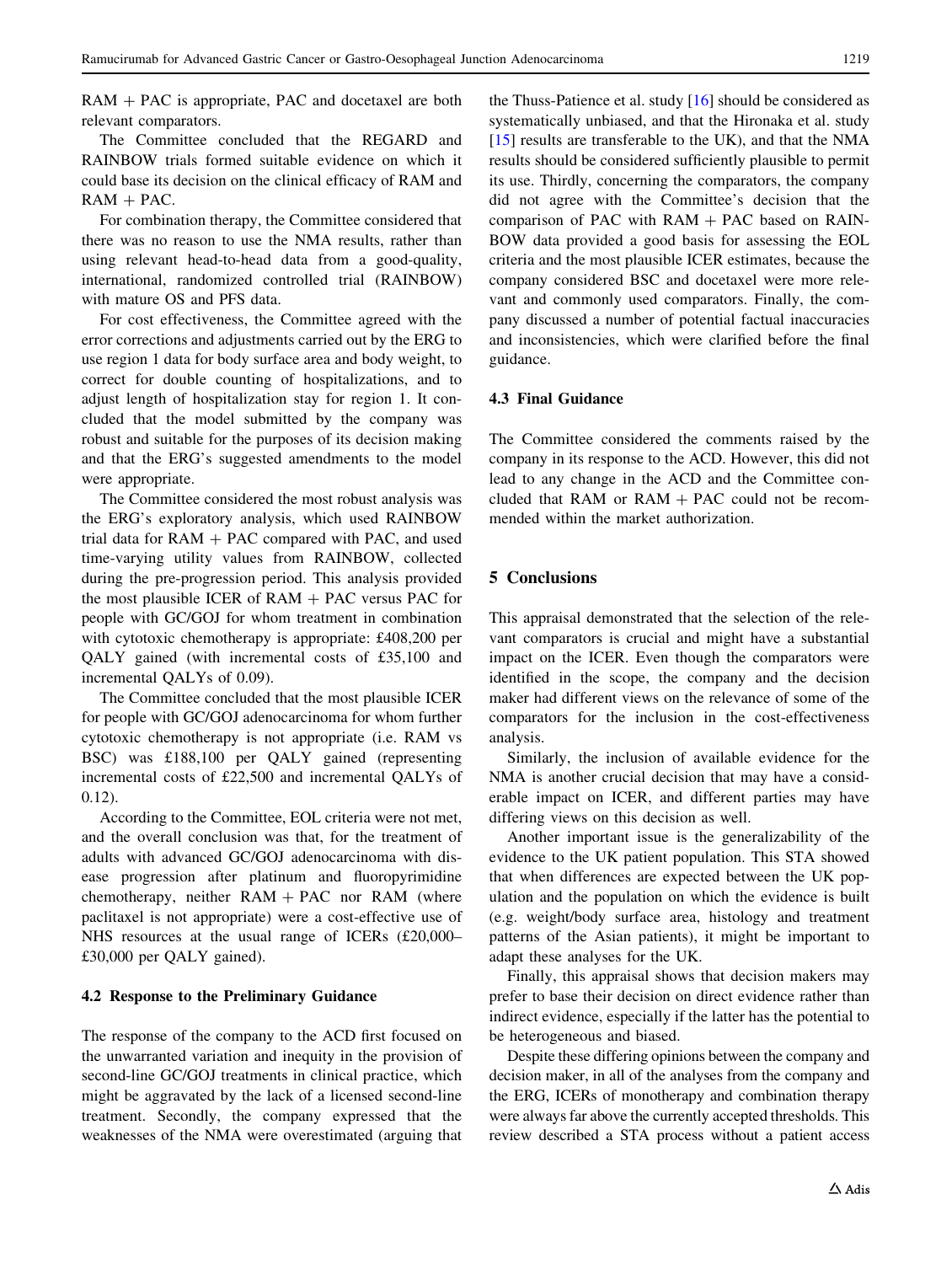RAM + PAC is appropriate, PAC and docetaxel are both relevant comparators.

The Committee concluded that the REGARD and RAINBOW trials formed suitable evidence on which it could base its decision on the clinical efficacy of RAM and RAM + PAC.

For combination therapy, the Committee considered that there was no reason to use the NMA results, rather than using relevant head-to-head data from a good-quality, international, randomized controlled trial (RAINBOW) with mature OS and PFS data.

For cost effectiveness, the Committee agreed with the error corrections and adjustments carried out by the ERG to use region 1 data for body surface area and body weight, to correct for double counting of hospitalizations, and to adjust length of hospitalization stay for region 1. It concluded that the model submitted by the company was robust and suitable for the purposes of its decision making and that the ERG's suggested amendments to the model were appropriate.

The Committee considered the most robust analysis was the ERG's exploratory analysis, which used RAINBOW trial data for RAM + PAC compared with PAC, and used time-varying utility values from RAINBOW, collected during the pre-progression period. This analysis provided the most plausible ICER of RAM + PAC versus PAC for people with GC/GOJ for whom treatment in combination with cytotoxic chemotherapy is appropriate: £408,200 per QALY gained (with incremental costs of £35,100 and incremental QALYs of 0.09).

The Committee concluded that the most plausible ICER for people with GC/GOJ adenocarcinoma for whom further cytotoxic chemotherapy is not appropriate (i.e. RAM vs BSC) was £188,100 per QALY gained (representing incremental costs of £22,500 and incremental QALYs of 0.12).

According to the Committee, EOL criteria were not met, and the overall conclusion was that, for the treatment of adults with advanced GC/GOJ adenocarcinoma with disease progression after platinum and fluoropyrimidine chemotherapy, neither RAM + PAC nor RAM (where paclitaxel is not appropriate) were a cost-effective use of NHS resources at the usual range of ICERs (£20,000–£30,000 per QALY gained).

### 4.2 Response to the Preliminary Guidance

The response of the company to the ACD first focused on the unwarranted variation and inequity in the provision of second-line GC/GOJ treatments in clinical practice, which might be aggravated by the lack of a licensed second-line treatment. Secondly, the company expressed that the weaknesses of the NMA were overestimated (arguing that the Thuss-Patience et al. study [16] should be considered as systematically unbiased, and that the Hironaka et al. study [15] results are transferable to the UK), and that the NMA results should be considered sufficiently plausible to permit its use. Thirdly, concerning the comparators, the company did not agree with the Committee's decision that the comparison of PAC with RAM + PAC based on RAINBOW data provided a good basis for assessing the EOL criteria and the most plausible ICER estimates, because the company considered BSC and docetaxel were more relevant and commonly used comparators. Finally, the company discussed a number of potential factual inaccuracies and inconsistencies, which were clarified before the final guidance.

### 4.3 Final Guidance

The Committee considered the comments raised by the company in its response to the ACD. However, this did not lead to any change in the ACD and the Committee concluded that RAM or RAM + PAC could not be recommended within the market authorization.

## 5 Conclusions

This appraisal demonstrated that the selection of the relevant comparators is crucial and might have a substantial impact on the ICER. Even though the comparators were identified in the scope, the company and the decision maker had different views on the relevance of some of the comparators for the inclusion in the cost-effectiveness analysis.

Similarly, the inclusion of available evidence for the NMA is another crucial decision that may have a considerable impact on ICER, and different parties may have differing views on this decision as well.

Another important issue is the generalizability of the evidence to the UK patient population. This STA showed that when differences are expected between the UK population and the population on which the evidence is built (e.g. weight/body surface area, histology and treatment patterns of the Asian patients), it might be important to adapt these analyses for the UK.

Finally, this appraisal shows that decision makers may prefer to base their decision on direct evidence rather than indirect evidence, especially if the latter has the potential to be heterogeneous and biased.

Despite these differing opinions between the company and decision maker, in all of the analyses from the company and the ERG, ICERs of monotherapy and combination therapy were always far above the currently accepted thresholds. This review described a STA process without a patient access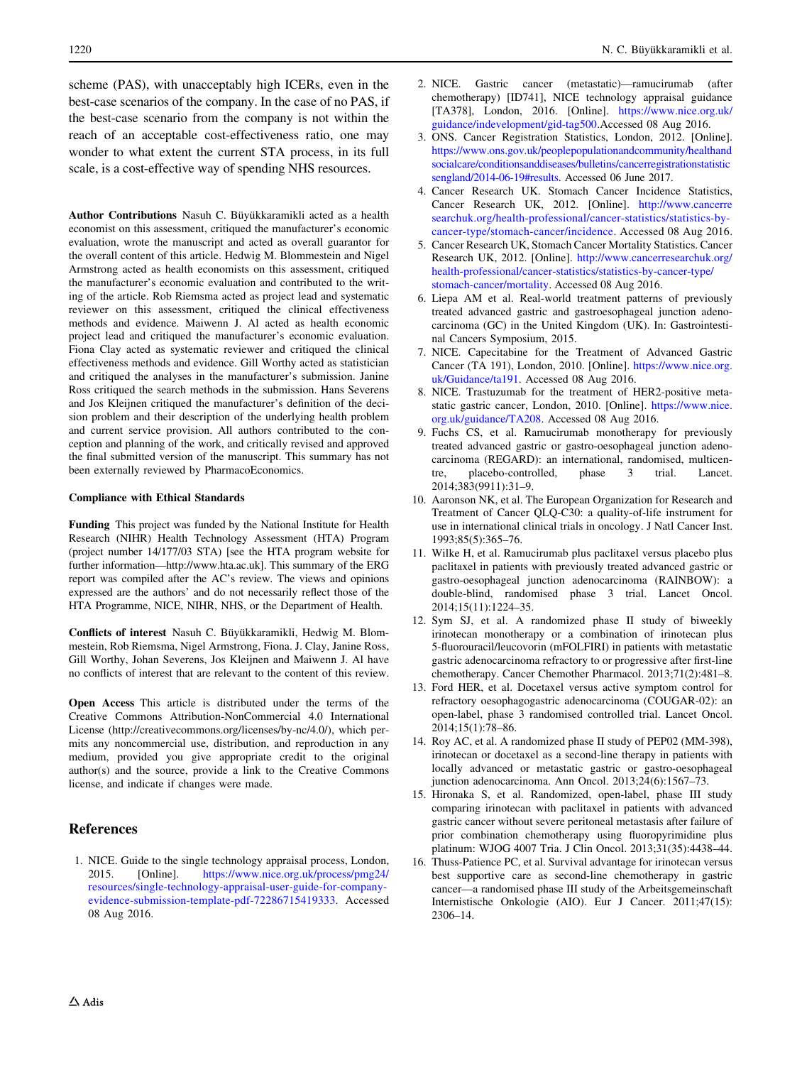scheme (PAS), with unacceptably high ICERs, even in the best-case scenarios of the company. In the case of no PAS, if the best-case scenario from the company is not within the reach of an acceptable cost-effectiveness ratio, one may wonder to what extent the current STA process, in its full scale, is a cost-effective way of spending NHS resources.

**Author Contributions** Nasuh C. Büyükkaramikli acted as a health economist on this assessment, critiqued the manufacturer's economic evaluation, wrote the manuscript and acted as overall guarantor for the overall content of this article. Hedwig M. Blommestein and Nigel Armstrong acted as health economists on this assessment, critiqued the manufacturer's economic evaluation and contributed to the writing of the article. Rob Riemsma acted as project lead and systematic reviewer on this assessment, critiqued the clinical effectiveness methods and evidence. Maiwenn J. Al acted as health economic project lead and critiqued the manufacturer's economic evaluation. Fiona Clay acted as systematic reviewer and critiqued the clinical effectiveness methods and evidence. Gill Worthy acted as statistician and critiqued the analyses in the manufacturer's submission. Janine Ross critiqued the search methods in the submission. Hans Severens and Jos Kleijnen critiqued the manufacturer's definition of the decision problem and their description of the underlying health problem and current service provision. All authors contributed to the conception and planning of the work, and critically revised and approved the final submitted version of the manuscript. This summary has not been externally reviewed by PharmacoEconomics.

#### Compliance with Ethical Standards

**Funding** This project was funded by the National Institute for Health Research (NIHR) Health Technology Assessment (HTA) Program (project number 14/177/03 STA) [see the HTA program website for further information—http://www.hta.ac.uk]. This summary of the ERG report was compiled after the AC's review. The views and opinions expressed are the authors' and do not necessarily reflect those of the HTA Programme, NICE, NIHR, NHS, or the Department of Health.

**Conflicts of interest** Nasuh C. Büyükkaramikli, Hedwig M. Blommestein, Rob Riemsma, Nigel Armstrong, Fiona. J. Clay, Janine Ross, Gill Worthy, Johan Severens, Jos Kleijnen and Maiwenn J. Al have no conflicts of interest that are relevant to the content of this review.

**Open Access** This article is distributed under the terms of the Creative Commons Attribution-NonCommercial 4.0 International License (http://creativecommons.org/licenses/by-nc/4.0/), which permits any noncommercial use, distribution, and reproduction in any medium, provided you give appropriate credit to the original author(s) and the source, provide a link to the Creative Commons license, and indicate if changes were made.

## References

1. NICE. Guide to the single technology appraisal process, London, 2015. [Online]. https://www.nice.org.uk/process/pmg24/resources/single-technology-appraisal-user-guide-for-company-evidence-submission-template-pdf-72286715419333. Accessed 08 Aug 2016.
2. NICE. Gastric cancer (metastatic)—ramucirumab (after chemotherapy) [ID741], NICE technology appraisal guidance [TA378], London, 2016. [Online]. https://www.nice.org.uk/guidance/indevelopment/gid-tag500.Accessed 08 Aug 2016.
3. ONS. Cancer Registration Statistics, London, 2012. [Online]. https://www.ons.gov.uk/peoplepopulationandcommunity/healthandsocialcare/conditionsanddiseases/bulletins/cancerregistrationstatisticsengland/2014-06-19#results. Accessed 06 June 2017.
4. Cancer Research UK. Stomach Cancer Incidence Statistics, Cancer Research UK, 2012. [Online]. http://www.cancerresearchuk.org/health-professional/cancer-statistics/statistics-by-cancer-type/stomach-cancer/incidence. Accessed 08 Aug 2016.
5. Cancer Research UK, Stomach Cancer Mortality Statistics. Cancer Research UK, 2012. [Online]. http://www.cancerresearchuk.org/health-professional/cancer-statistics/statistics-by-cancer-type/stomach-cancer/mortality. Accessed 08 Aug 2016.
6. Liepa AM et al. Real-world treatment patterns of previously treated advanced gastric and gastroesophageal junction adenocarcinoma (GC) in the United Kingdom (UK). In: Gastrointestinal Cancers Symposium, 2015.
7. NICE. Capecitabine for the Treatment of Advanced Gastric Cancer (TA 191), London, 2010. [Online]. https://www.nice.org.uk/Guidance/ta191. Accessed 08 Aug 2016.
8. NICE. Trastuzumab for the treatment of HER2-positive metastatic gastric cancer, London, 2010. [Online]. https://www.nice.org.uk/guidance/TA208. Accessed 08 Aug 2016.
9. Fuchs CS, et al. Ramucirumab monotherapy for previously treated advanced gastric or gastro-oesophageal junction adenocarcinoma (REGARD): an international, randomised, multicentre, placebo-controlled, phase 3 trial. Lancet. 2014;383(9911):31–9.
10. Aaronson NK, et al. The European Organization for Research and Treatment of Cancer QLQ-C30: a quality-of-life instrument for use in international clinical trials in oncology. J Natl Cancer Inst. 1993;85(5):365–76.
11. Wilke H, et al. Ramucirumab plus paclitaxel versus placebo plus paclitaxel in patients with previously treated advanced gastric or gastro-oesophageal junction adenocarcinoma (RAINBOW): a double-blind, randomised phase 3 trial. Lancet Oncol. 2014;15(11):1224–35.
12. Sym SJ, et al. A randomized phase II study of biweekly irinotecan monotherapy or a combination of irinotecan plus 5-fluorouracil/leucovorin (mFOLFIRI) in patients with metastatic gastric adenocarcinoma refractory to or progressive after first-line chemotherapy. Cancer Chemother Pharmacol. 2013;71(2):481–8.
13. Ford HER, et al. Docetaxel versus active symptom control for refractory oesophagogastric adenocarcinoma (COUGAR-02): an open-label, phase 3 randomised controlled trial. Lancet Oncol. 2014;15(1):78–86.
14. Roy AC, et al. A randomized phase II study of PEP02 (MM-398), irinotecan or docetaxel as a second-line therapy in patients with locally advanced or metastatic gastric or gastro-oesophageal junction adenocarcinoma. Ann Oncol. 2013;24(6):1567–73.
15. Hironaka S, et al. Randomized, open-label, phase III study comparing irinotecan with paclitaxel in patients with advanced gastric cancer without severe peritoneal metastasis after failure of prior combination chemotherapy using fluoropyrimidine plus platinum: WJOG 4007 Tria. J Clin Oncol. 2013;31(35):4438–44.
16. Thuss-Patience PC, et al. Survival advantage for irinotecan versus best supportive care as second-line chemotherapy in gastric cancer—a randomised phase III study of the Arbeitsgemeinschaft Internistische Onkologie (AIO). Eur J Cancer. 2011;47(15):2306–14.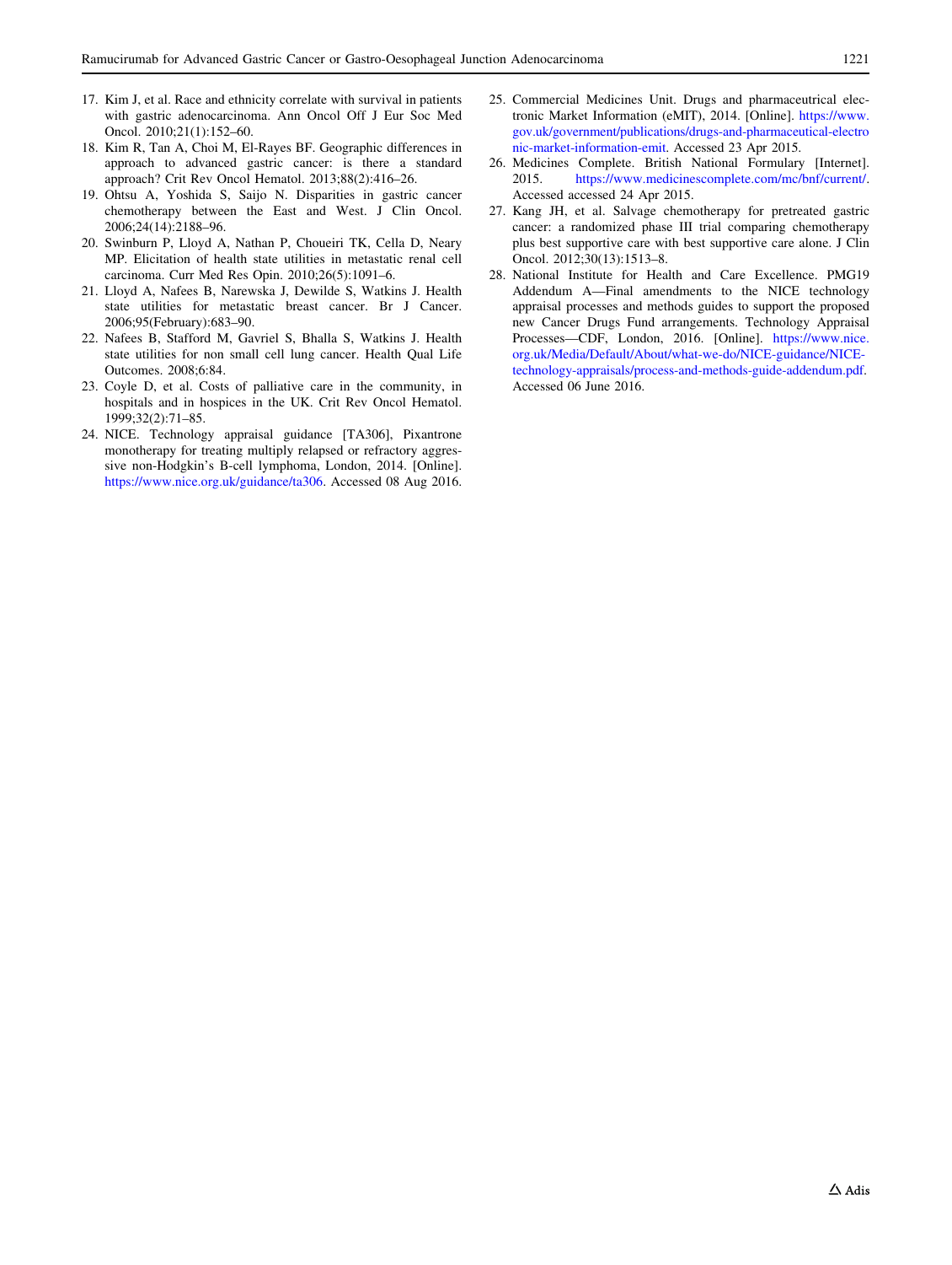17. Kim J, et al. Race and ethnicity correlate with survival in patients with gastric adenocarcinoma. Ann Oncol Off J Eur Soc Med Oncol. 2010;21(1):152–60.
18. Kim R, Tan A, Choi M, El-Rayes BF. Geographic differences in approach to advanced gastric cancer: is there a standard approach? Crit Rev Oncol Hematol. 2013;88(2):416–26.
19. Ohtsu A, Yoshida S, Saijo N. Disparities in gastric cancer chemotherapy between the East and West. J Clin Oncol. 2006;24(14):2188–96.
20. Swinburn P, Lloyd A, Nathan P, Choueiri TK, Cella D, Neary MP. Elicitation of health state utilities in metastatic renal cell carcinoma. Curr Med Res Opin. 2010;26(5):1091–6.
21. Lloyd A, Nafees B, Narewska J, Dewilde S, Watkins J. Health state utilities for metastatic breast cancer. Br J Cancer. 2006;95(February):683–90.
22. Nafees B, Stafford M, Gavriel S, Bhalla S, Watkins J. Health state utilities for non small cell lung cancer. Health Qual Life Outcomes. 2008;6:84.
23. Coyle D, et al. Costs of palliative care in the community, in hospitals and in hospices in the UK. Crit Rev Oncol Hematol. 1999;32(2):71–85.
24. NICE. Technology appraisal guidance [TA306], Pixantrone monotherapy for treating multiply relapsed or refractory aggressive non-Hodgkin's B-cell lymphoma, London, 2014. [Online]. https://www.nice.org.uk/guidance/ta306. Accessed 08 Aug 2016.
25. Commercial Medicines Unit. Drugs and pharmaceutrical electronic Market Information (eMIT), 2014. [Online]. https://www.gov.uk/government/publications/drugs-and-pharmaceutical-electronic-market-information-emit. Accessed 23 Apr 2015.
26. Medicines Complete. British National Formulary [Internet]. 2015. https://www.medicinescomplete.com/mc/bnf/current/. Accessed accessed 24 Apr 2015.
27. Kang JH, et al. Salvage chemotherapy for pretreated gastric cancer: a randomized phase III trial comparing chemotherapy plus best supportive care with best supportive care alone. J Clin Oncol. 2012;30(13):1513–8.
28. National Institute for Health and Care Excellence. PMG19 Addendum A—Final amendments to the NICE technology appraisal processes and methods guides to support the proposed new Cancer Drugs Fund arrangements. Technology Appraisal Processes—CDF, London, 2016. [Online]. https://www.nice.org.uk/Media/Default/About/what-we-do/NICE-guidance/NICE-technology-appraisals/process-and-methods-guide-addendum.pdf. Accessed 06 June 2016.